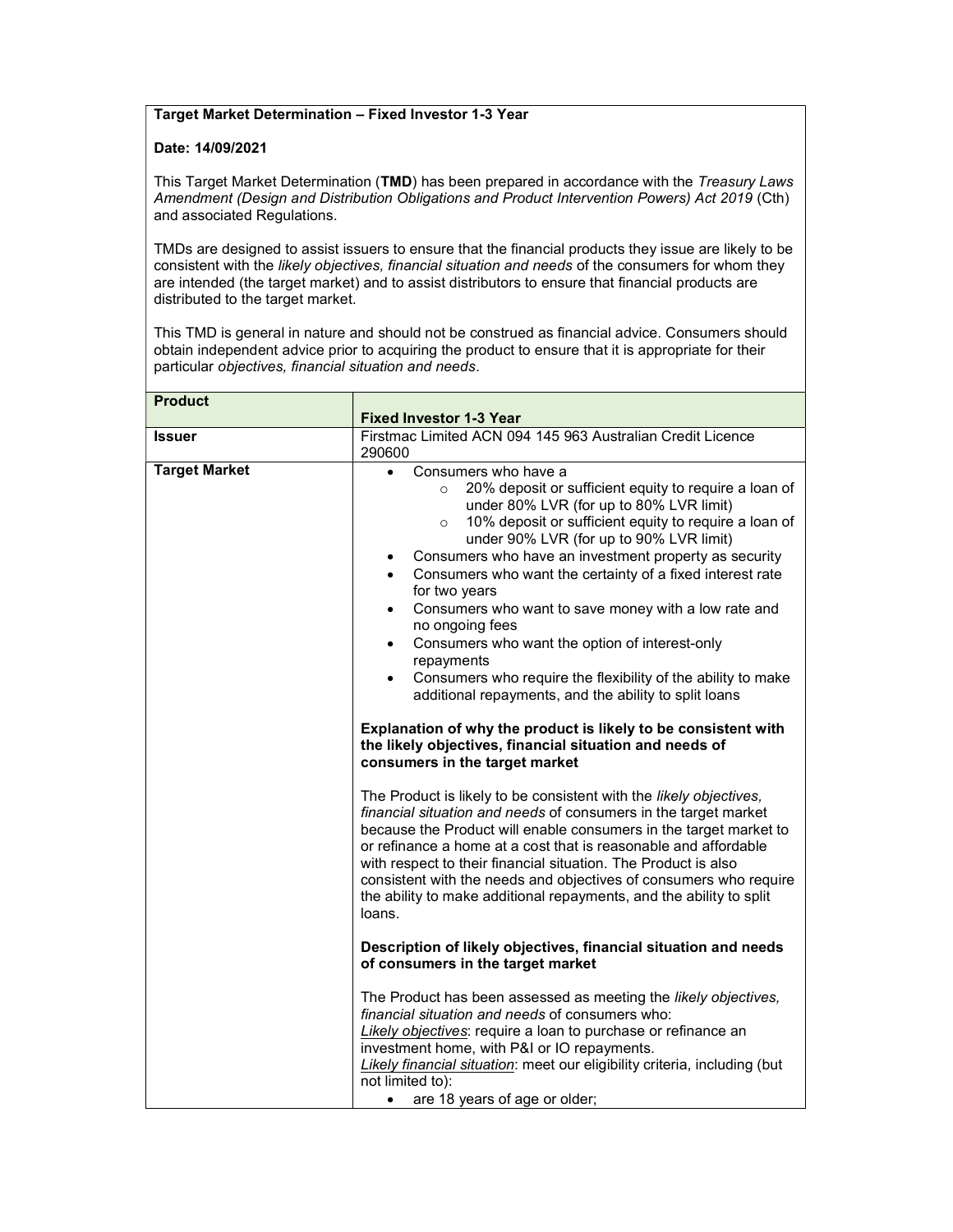**Target Market Determination – Fixed Investor 1-3 Year**

**Date: 14/09/2021**

This Target Market Determination (**TMD**) has been prepared in accordance with the *Treasury Laws Amendment (Design and Distribution Obligations and Product Intervention Powers) Act 2019* (Cth) and associated Regulations.

TMDs are designed to assist issuers to ensure that the financial products they issue are likely to be consistent with the *likely objectives, financial situation and needs* of the consumers for whom they are intended (the target market) and to assist distributors to ensure that financial products are distributed to the target market.

This TMD is general in nature and should not be construed as financial advice. Consumers should obtain independent advice prior to acquiring the product to ensure that it is appropriate for their particular *objectives, financial situation and needs*.

| **Product** | **Fixed Investor 1-3 Year** |
|---|---|
| **Issuer** | Firstmac Limited ACN 094 145 963 Australian Credit Licence 290600 |
| **Target Market** | • Consumers who have a<br>&nbsp;&nbsp;&nbsp;&nbsp;○ 20% deposit or sufficient equity to require a loan of under 80% LVR (for up to 80% LVR limit)<br>&nbsp;&nbsp;&nbsp;&nbsp;○ 10% deposit or sufficient equity to require a loan of under 90% LVR (for up to 90% LVR limit)<br>• Consumers who have an investment property as security<br>• Consumers who want the certainty of a fixed interest rate for two years<br>• Consumers who want to save money with a low rate and no ongoing fees<br>• Consumers who want the option of interest-only repayments<br>• Consumers who require the flexibility of the ability to make additional repayments, and the ability to split loans<br><br>**Explanation of why the product is likely to be consistent with the likely objectives, financial situation and needs of consumers in the target market**<br><br>The Product is likely to be consistent with the *likely objectives, financial situation and needs* of consumers in the target market because the Product will enable consumers in the target market to or refinance a home at a cost that is reasonable and affordable with respect to their financial situation. The Product is also consistent with the needs and objectives of consumers who require the ability to make additional repayments, and the ability to split loans.<br><br>**Description of likely objectives, financial situation and needs of consumers in the target market**<br><br>The Product has been assessed as meeting the *likely objectives, financial situation and needs* of consumers who:<br>*Likely objectives*: require a loan to purchase or refinance an investment home, with P&I or IO repayments.<br>*Likely financial situation*: meet our eligibility criteria, including (but not limited to):<br>• are 18 years of age or older; |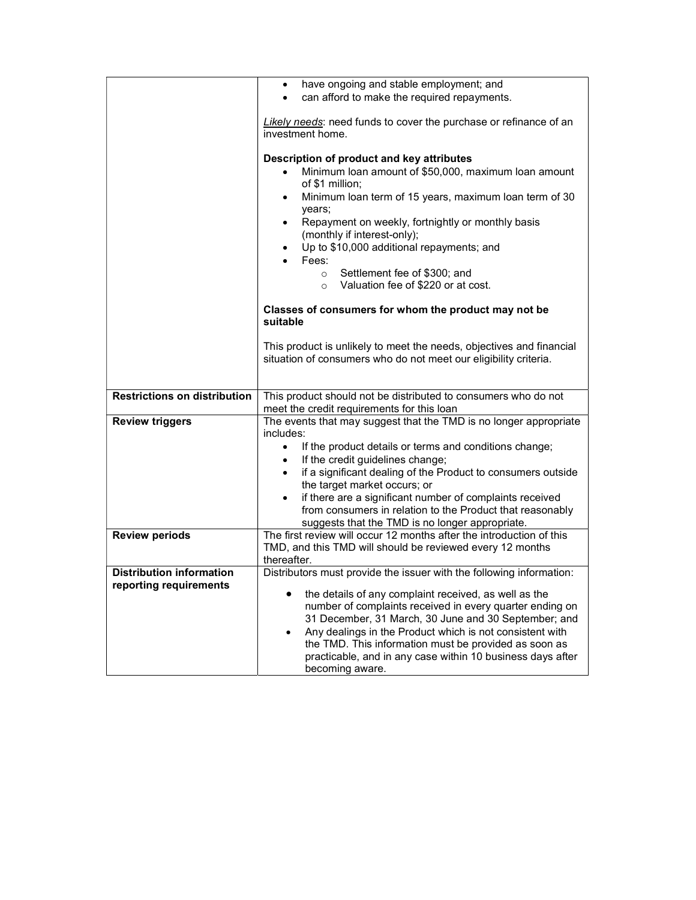| | |
|---|---|
| | <ul><li>have ongoing and stable employment; and</li><li>can afford to make the required repayments.</li></ul>*Likely needs*: need funds to cover the purchase or refinance of an investment home.<br><br>**Description of product and key attributes**<ul><li>Minimum loan amount of $50,000, maximum loan amount of $1 million;</li><li>Minimum loan term of 15 years, maximum loan term of 30 years;</li><li>Repayment on weekly, fortnightly or monthly basis (monthly if interest-only);</li><li>Up to $10,000 additional repayments; and</li><li>Fees:<ul><li>Settlement fee of $300; and</li><li>Valuation fee of $220 or at cost.</li></ul></li></ul>**Classes of consumers for whom the product may not be suitable**<br><br>This product is unlikely to meet the needs, objectives and financial situation of consumers who do not meet our eligibility criteria. |
| **Restrictions on distribution** | This product should not be distributed to consumers who do not meet the credit requirements for this loan |
| **Review triggers** | The events that may suggest that the TMD is no longer appropriate includes:<ul><li>If the product details or terms and conditions change;</li><li>If the credit guidelines change;</li><li>if a significant dealing of the Product to consumers outside the target market occurs; or</li><li>if there are a significant number of complaints received from consumers in relation to the Product that reasonably suggests that the TMD is no longer appropriate.</li></ul> |
| **Review periods** | The first review will occur 12 months after the introduction of this TMD, and this TMD will should be reviewed every 12 months thereafter. |
| **Distribution information reporting requirements** | Distributors must provide the issuer with the following information:<ul><li>the details of any complaint received, as well as the number of complaints received in every quarter ending on 31 December, 31 March, 30 June and 30 September; and</li><li>Any dealings in the Product which is not consistent with the TMD. This information must be provided as soon as practicable, and in any case within 10 business days after becoming aware.</li></ul> |